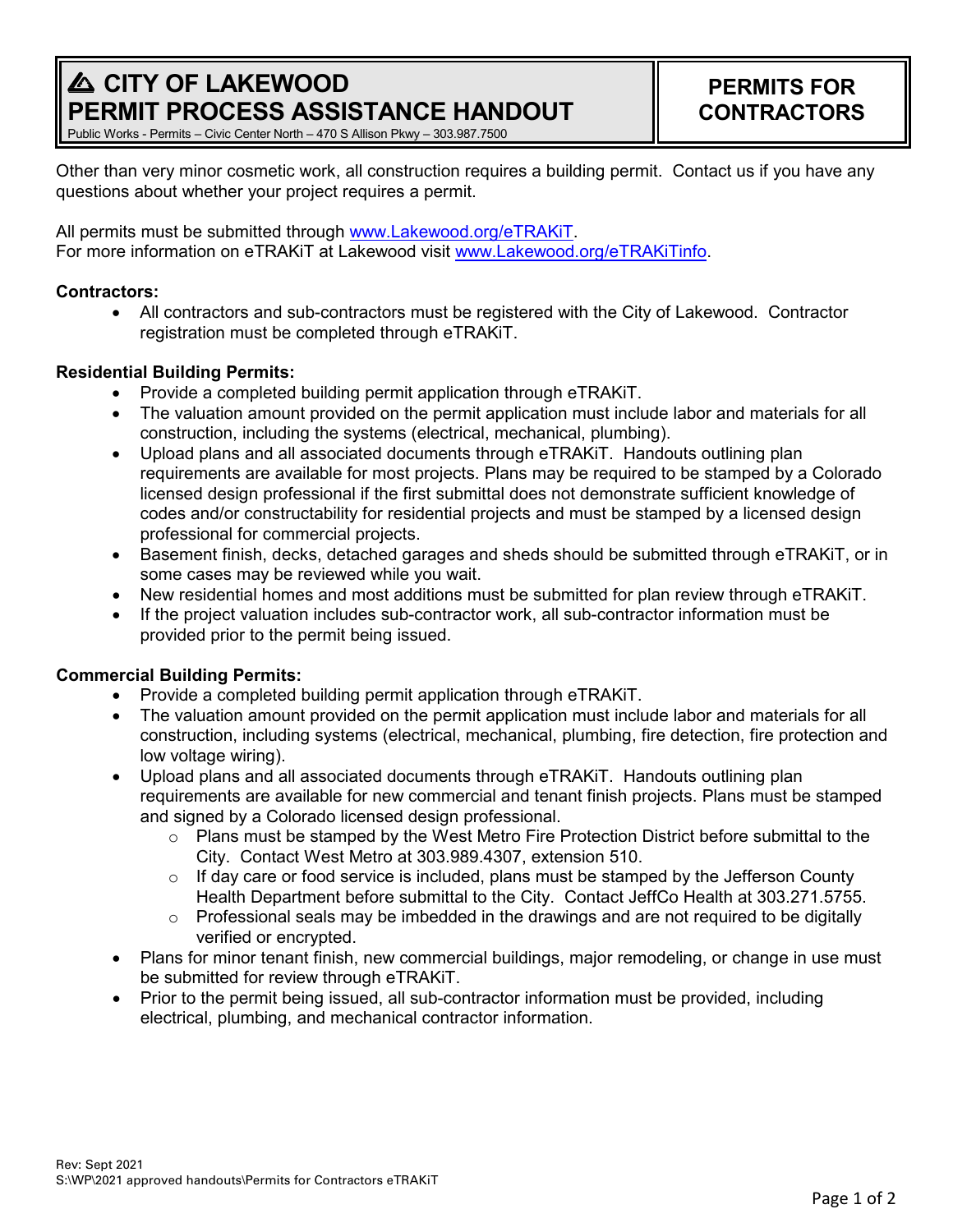# CITY OF LAKEWOOD PERMIT PROCESS ASSISTANCE HANDOUT

Public Works - Permits – Civic Center North – 470 S Allison Pkwy – 303.987.7500

## PERMITS FOR CONTRACTORS

Other than very minor cosmetic work, all construction requires a building permit. Contact us if you have any questions about whether your project requires a permit.

All permits must be submitted through www.Lakewood.org/eTRAKiT.
For more information on eTRAKiT at Lakewood visit www.Lakewood.org/eTRAKiTinfo.

**Contractors:**

- All contractors and sub-contractors must be registered with the City of Lakewood. Contractor registration must be completed through eTRAKiT.

**Residential Building Permits:**

- Provide a completed building permit application through eTRAKiT.
- The valuation amount provided on the permit application must include labor and materials for all construction, including the systems (electrical, mechanical, plumbing).
- Upload plans and all associated documents through eTRAKiT. Handouts outlining plan requirements are available for most projects. Plans may be required to be stamped by a Colorado licensed design professional if the first submittal does not demonstrate sufficient knowledge of codes and/or constructability for residential projects and must be stamped by a licensed design professional for commercial projects.
- Basement finish, decks, detached garages and sheds should be submitted through eTRAKiT, or in some cases may be reviewed while you wait.
- New residential homes and most additions must be submitted for plan review through eTRAKiT.
- If the project valuation includes sub-contractor work, all sub-contractor information must be provided prior to the permit being issued.

**Commercial Building Permits:**

- Provide a completed building permit application through eTRAKiT.
- The valuation amount provided on the permit application must include labor and materials for all construction, including systems (electrical, mechanical, plumbing, fire detection, fire protection and low voltage wiring).
- Upload plans and all associated documents through eTRAKiT. Handouts outlining plan requirements are available for new commercial and tenant finish projects. Plans must be stamped and signed by a Colorado licensed design professional.
  - Plans must be stamped by the West Metro Fire Protection District before submittal to the City. Contact West Metro at 303.989.4307, extension 510.
  - If day care or food service is included, plans must be stamped by the Jefferson County Health Department before submittal to the City. Contact JeffCo Health at 303.271.5755.
  - Professional seals may be imbedded in the drawings and are not required to be digitally verified or encrypted.
- Plans for minor tenant finish, new commercial buildings, major remodeling, or change in use must be submitted for review through eTRAKiT.
- Prior to the permit being issued, all sub-contractor information must be provided, including electrical, plumbing, and mechanical contractor information.

Rev: Sept 2021
S:\WP\2021 approved handouts\Permits for Contractors eTRAKiT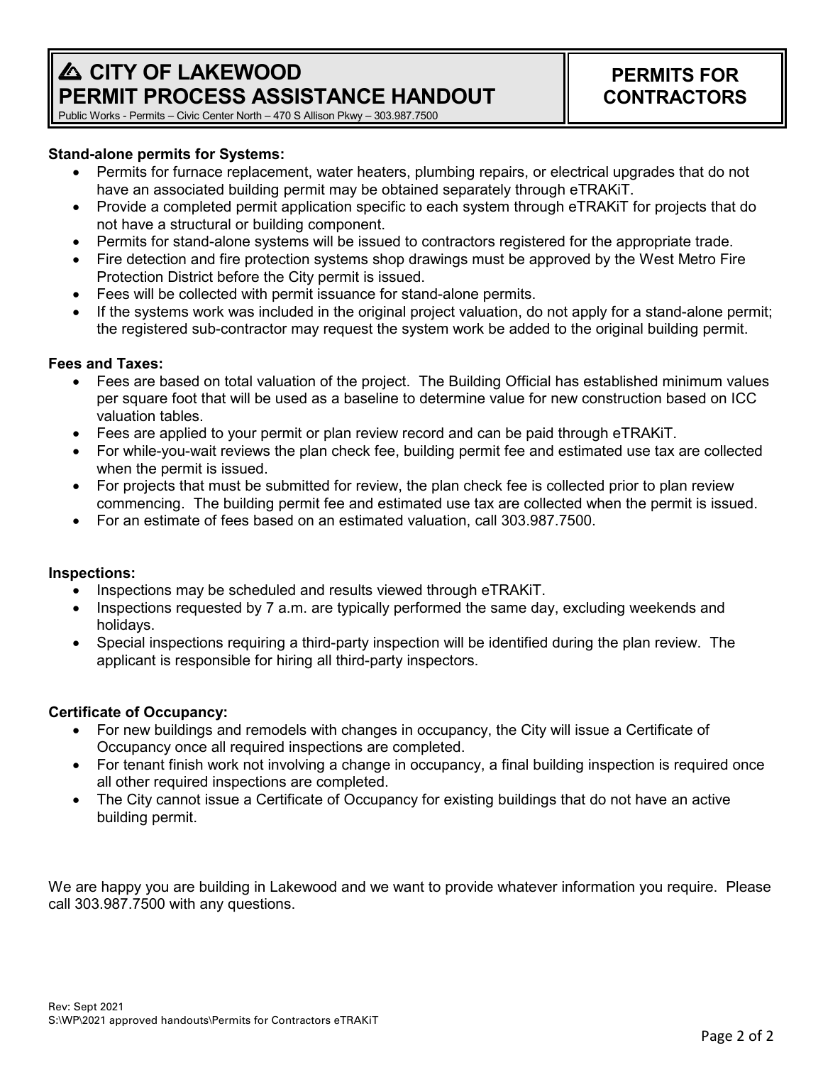# CITY OF LAKEWOOD PERMIT PROCESS ASSISTANCE HANDOUT

Public Works - Permits – Civic Center North – 470 S Allison Pkwy – 303.987.7500

## PERMITS FOR CONTRACTORS

**Stand-alone permits for Systems:**

- Permits for furnace replacement, water heaters, plumbing repairs, or electrical upgrades that do not have an associated building permit may be obtained separately through eTRAKiT.
- Provide a completed permit application specific to each system through eTRAKiT for projects that do not have a structural or building component.
- Permits for stand-alone systems will be issued to contractors registered for the appropriate trade.
- Fire detection and fire protection systems shop drawings must be approved by the West Metro Fire Protection District before the City permit is issued.
- Fees will be collected with permit issuance for stand-alone permits.
- If the systems work was included in the original project valuation, do not apply for a stand-alone permit; the registered sub-contractor may request the system work be added to the original building permit.

**Fees and Taxes:**

- Fees are based on total valuation of the project. The Building Official has established minimum values per square foot that will be used as a baseline to determine value for new construction based on ICC valuation tables.
- Fees are applied to your permit or plan review record and can be paid through eTRAKiT.
- For while-you-wait reviews the plan check fee, building permit fee and estimated use tax are collected when the permit is issued.
- For projects that must be submitted for review, the plan check fee is collected prior to plan review commencing. The building permit fee and estimated use tax are collected when the permit is issued.
- For an estimate of fees based on an estimated valuation, call 303.987.7500.

**Inspections:**

- Inspections may be scheduled and results viewed through eTRAKiT.
- Inspections requested by 7 a.m. are typically performed the same day, excluding weekends and holidays.
- Special inspections requiring a third-party inspection will be identified during the plan review. The applicant is responsible for hiring all third-party inspectors.

**Certificate of Occupancy:**

- For new buildings and remodels with changes in occupancy, the City will issue a Certificate of Occupancy once all required inspections are completed.
- For tenant finish work not involving a change in occupancy, a final building inspection is required once all other required inspections are completed.
- The City cannot issue a Certificate of Occupancy for existing buildings that do not have an active building permit.

We are happy you are building in Lakewood and we want to provide whatever information you require. Please call 303.987.7500 with any questions.

Rev: Sept 2021
S:\WP\2021 approved handouts\Permits for Contractors eTRAKiT